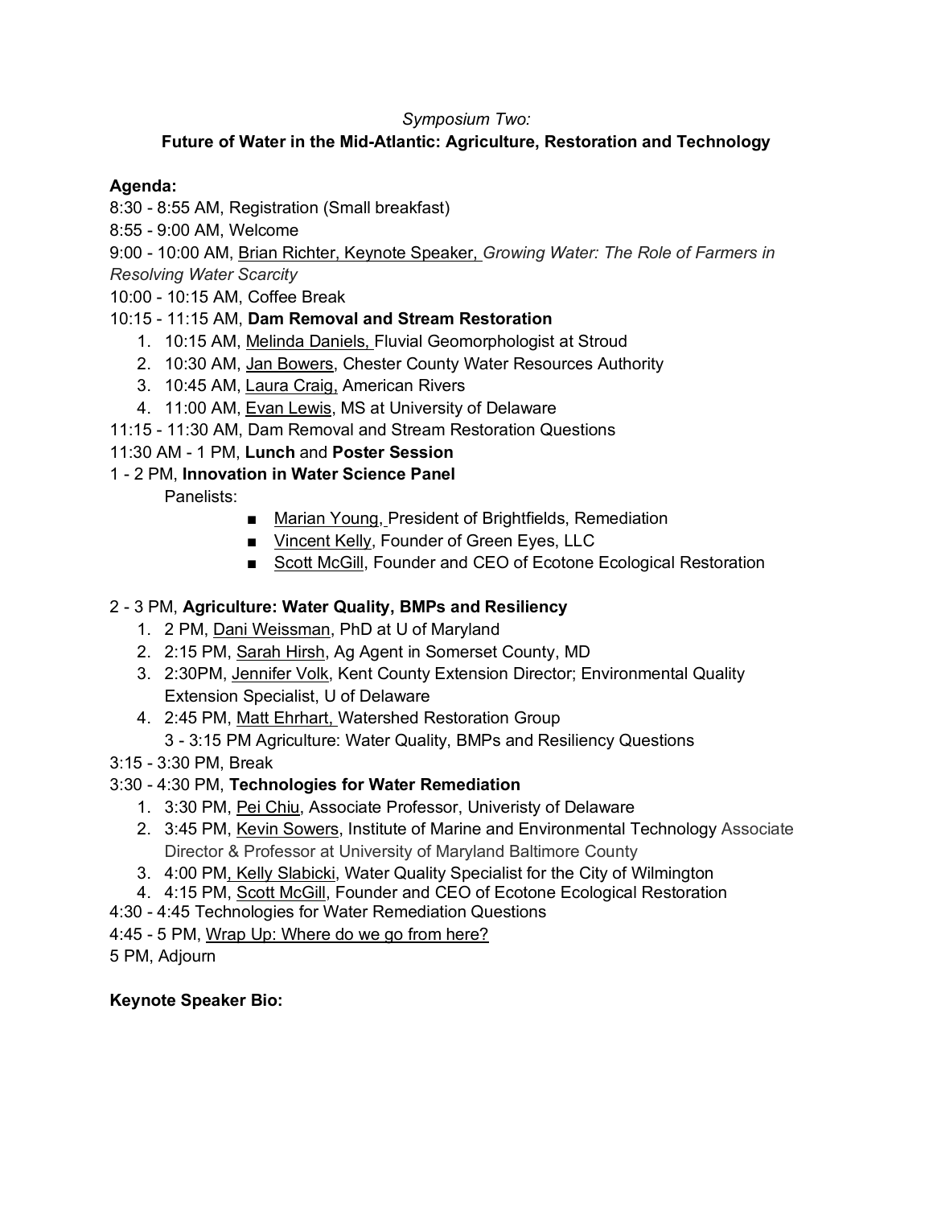*Symposium Two:*

**Future of Water in the Mid-Atlantic: Agriculture, Restoration and Technology**

**Agenda:**

8:30 - 8:55 AM, Registration (Small breakfast)

8:55 - 9:00 AM, Welcome

9:00 - 10:00 AM, Brian Richter, Keynote Speaker, *Growing Water: The Role of Farmers in Resolving Water Scarcity*

10:00 - 10:15 AM, Coffee Break

10:15 - 11:15 AM, **Dam Removal and Stream Restoration**

1. 10:15 AM, Melinda Daniels, Fluvial Geomorphologist at Stroud
2. 10:30 AM, Jan Bowers, Chester County Water Resources Authority
3. 10:45 AM, Laura Craig, American Rivers
4. 11:00 AM, Evan Lewis, MS at University of Delaware

11:15 - 11:30 AM, Dam Removal and Stream Restoration Questions

11:30 AM - 1 PM, **Lunch** and **Poster Session**

1 - 2 PM, **Innovation in Water Science Panel**

Panelists:

- Marian Young, President of Brightfields, Remediation
- Vincent Kelly, Founder of Green Eyes, LLC
- Scott McGill, Founder and CEO of Ecotone Ecological Restoration

2 - 3 PM, **Agriculture: Water Quality, BMPs and Resiliency**

1. 2 PM, Dani Weissman, PhD at U of Maryland
2. 2:15 PM, Sarah Hirsh, Ag Agent in Somerset County, MD
3. 2:30PM, Jennifer Volk, Kent County Extension Director; Environmental Quality Extension Specialist, U of Delaware
4. 2:45 PM, Matt Ehrhart, Watershed Restoration Group

   3 - 3:15 PM Agriculture: Water Quality, BMPs and Resiliency Questions

3:15 - 3:30 PM, Break

3:30 - 4:30 PM, **Technologies for Water Remediation**

1. 3:30 PM, Pei Chiu, Associate Professor, Univeristy of Delaware
2. 3:45 PM, Kevin Sowers, Institute of Marine and Environmental Technology Associate Director & Professor at University of Maryland Baltimore County
3. 4:00 PM, Kelly Slabicki, Water Quality Specialist for the City of Wilmington
4. 4:15 PM, Scott McGill, Founder and CEO of Ecotone Ecological Restoration

4:30 - 4:45 Technologies for Water Remediation Questions

4:45 - 5 PM, Wrap Up: Where do we go from here?

5 PM, Adjourn

**Keynote Speaker Bio:**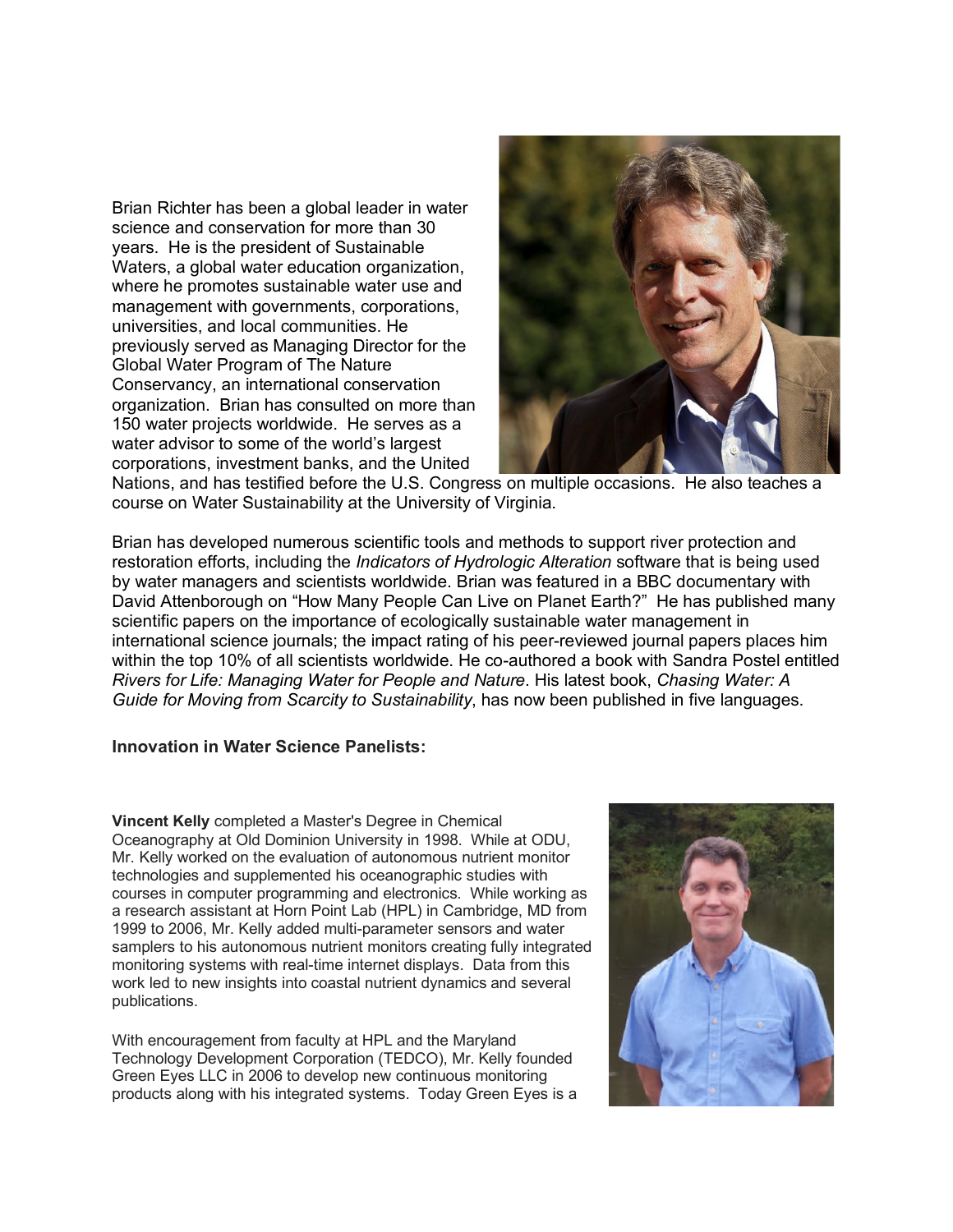Brian Richter has been a global leader in water science and conservation for more than 30 years. He is the president of Sustainable Waters, a global water education organization, where he promotes sustainable water use and management with governments, corporations, universities, and local communities. He previously served as Managing Director for the Global Water Program of The Nature Conservancy, an international conservation organization. Brian has consulted on more than 150 water projects worldwide. He serves as a water advisor to some of the world's largest corporations, investment banks, and the United Nations, and has testified before the U.S. Congress on multiple occasions. He also teaches a course on Water Sustainability at the University of Virginia.

Brian has developed numerous scientific tools and methods to support river protection and restoration efforts, including the *Indicators of Hydrologic Alteration* software that is being used by water managers and scientists worldwide. Brian was featured in a BBC documentary with David Attenborough on "How Many People Can Live on Planet Earth?" He has published many scientific papers on the importance of ecologically sustainable water management in international science journals; the impact rating of his peer-reviewed journal papers places him within the top 10% of all scientists worldwide. He co-authored a book with Sandra Postel entitled *Rivers for Life: Managing Water for People and Nature*. His latest book, *Chasing Water: A Guide for Moving from Scarcity to Sustainability*, has now been published in five languages.

**Innovation in Water Science Panelists:**

**Vincent Kelly** completed a Master's Degree in Chemical Oceanography at Old Dominion University in 1998. While at ODU, Mr. Kelly worked on the evaluation of autonomous nutrient monitor technologies and supplemented his oceanographic studies with courses in computer programming and electronics. While working as a research assistant at Horn Point Lab (HPL) in Cambridge, MD from 1999 to 2006, Mr. Kelly added multi-parameter sensors and water samplers to his autonomous nutrient monitors creating fully integrated monitoring systems with real-time internet displays. Data from this work led to new insights into coastal nutrient dynamics and several publications.

With encouragement from faculty at HPL and the Maryland Technology Development Corporation (TEDCO), Mr. Kelly founded Green Eyes LLC in 2006 to develop new continuous monitoring products along with his integrated systems. Today Green Eyes is a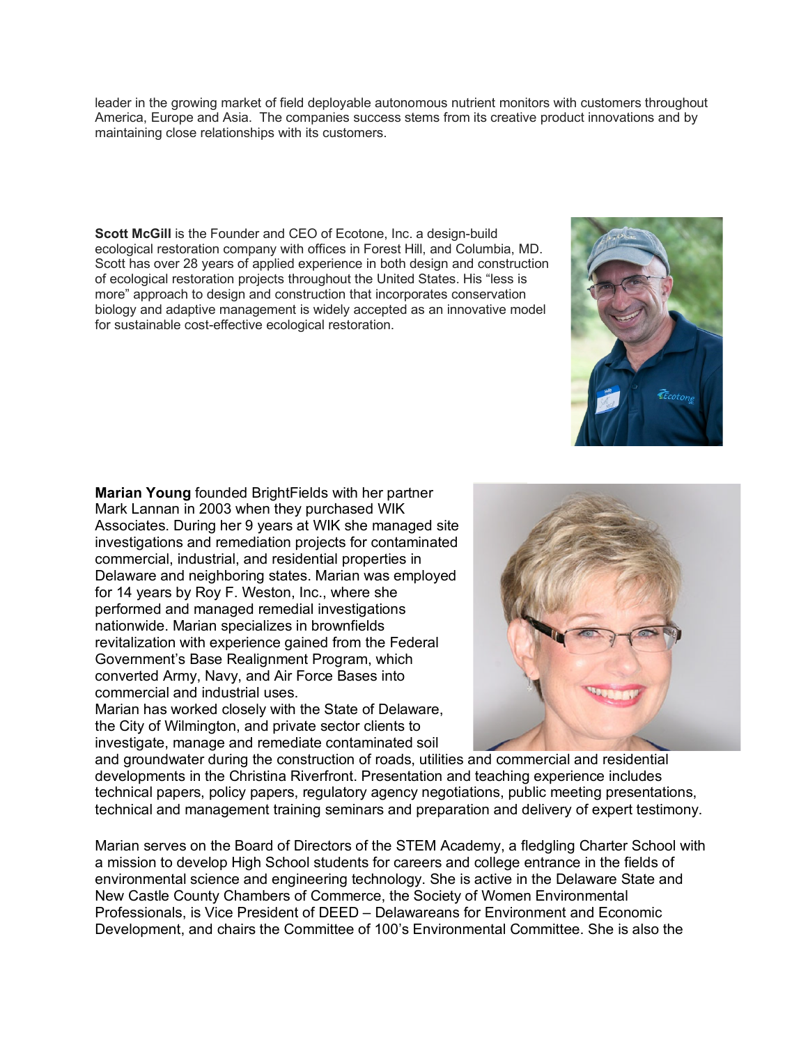leader in the growing market of field deployable autonomous nutrient monitors with customers throughout America, Europe and Asia. The companies success stems from its creative product innovations and by maintaining close relationships with its customers.

**Scott McGill** is the Founder and CEO of Ecotone, Inc. a design-build ecological restoration company with offices in Forest Hill, and Columbia, MD. Scott has over 28 years of applied experience in both design and construction of ecological restoration projects throughout the United States. His "less is more" approach to design and construction that incorporates conservation biology and adaptive management is widely accepted as an innovative model for sustainable cost-effective ecological restoration.

**Marian Young** founded BrightFields with her partner Mark Lannan in 2003 when they purchased WIK Associates. During her 9 years at WIK she managed site investigations and remediation projects for contaminated commercial, industrial, and residential properties in Delaware and neighboring states. Marian was employed for 14 years by Roy F. Weston, Inc., where she performed and managed remedial investigations nationwide. Marian specializes in brownfields revitalization with experience gained from the Federal Government's Base Realignment Program, which converted Army, Navy, and Air Force Bases into commercial and industrial uses.
Marian has worked closely with the State of Delaware, the City of Wilmington, and private sector clients to investigate, manage and remediate contaminated soil and groundwater during the construction of roads, utilities and commercial and residential developments in the Christina Riverfront. Presentation and teaching experience includes technical papers, policy papers, regulatory agency negotiations, public meeting presentations, technical and management training seminars and preparation and delivery of expert testimony.

Marian serves on the Board of Directors of the STEM Academy, a fledgling Charter School with a mission to develop High School students for careers and college entrance in the fields of environmental science and engineering technology. She is active in the Delaware State and New Castle County Chambers of Commerce, the Society of Women Environmental Professionals, is Vice President of DEED – Delawareans for Environment and Economic Development, and chairs the Committee of 100's Environmental Committee. She is also the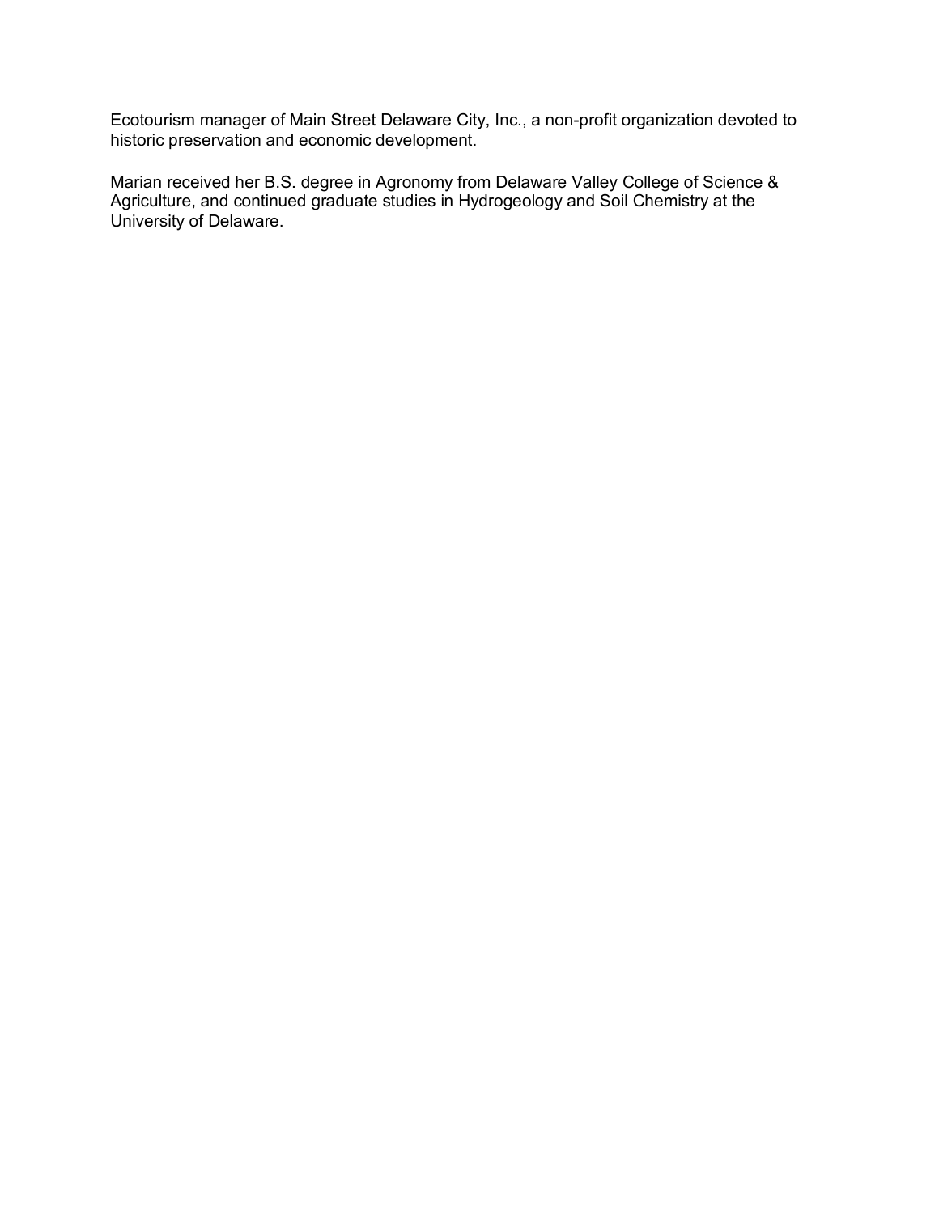Ecotourism manager of Main Street Delaware City, Inc., a non-profit organization devoted to historic preservation and economic development.

Marian received her B.S. degree in Agronomy from Delaware Valley College of Science & Agriculture, and continued graduate studies in Hydrogeology and Soil Chemistry at the University of Delaware.